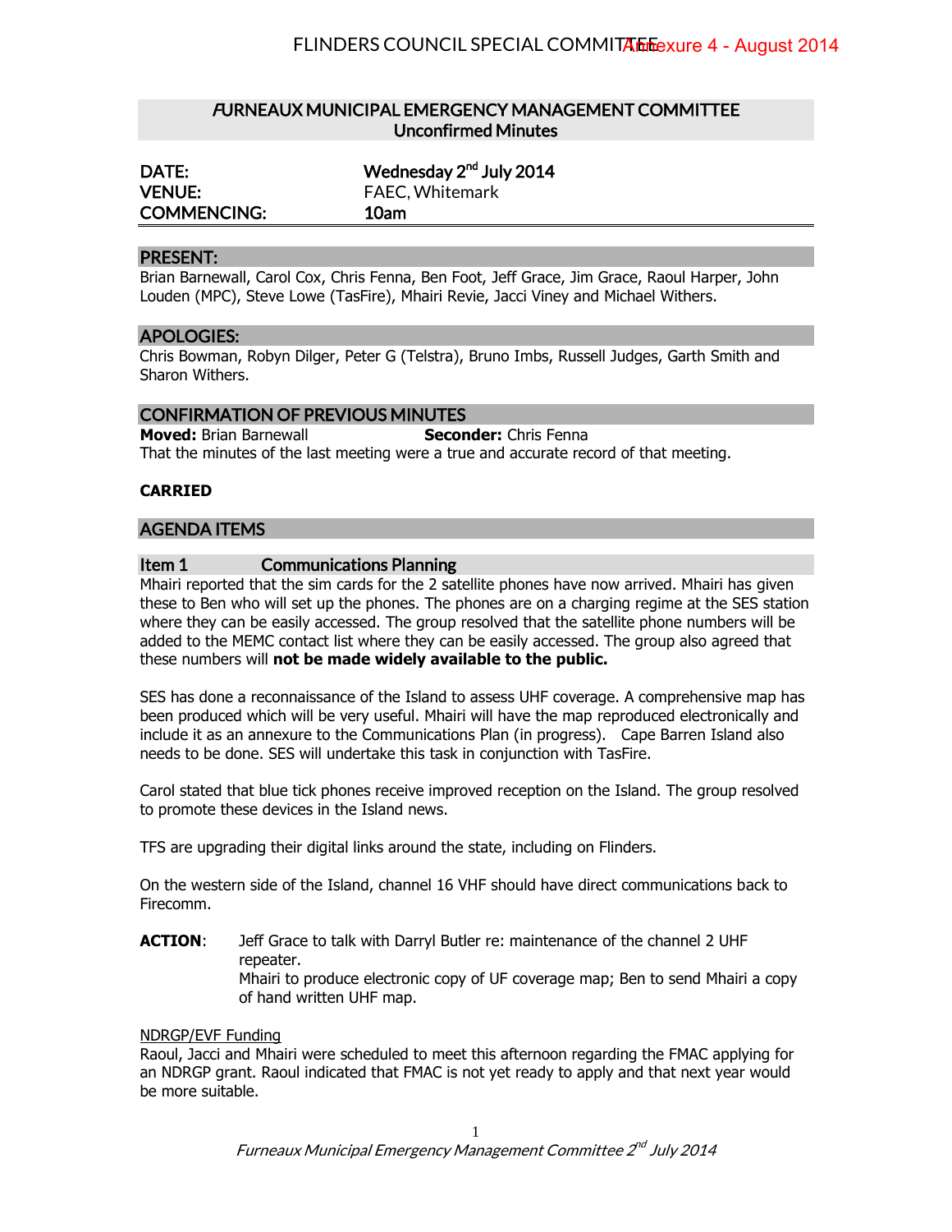# FURNEAUX MUNICIPAL EMERGENCY MANAGEMENT COMMITTEE
## Unconfirmed Minutes

| | |
|---|---|
| **DATE:** | **Wednesday 2nd July 2014** |
| **VENUE:** | FAEC, Whitemark |
| **COMMENCING:** | **10am** |

## PRESENT:

Brian Barnewall, Carol Cox, Chris Fenna, Ben Foot, Jeff Grace, Jim Grace, Raoul Harper, John Louden (MPC), Steve Lowe (TasFire), Mhairi Revie, Jacci Viney and Michael Withers.

## APOLOGIES:

Chris Bowman, Robyn Dilger, Peter G (Telstra), Bruno Imbs, Russell Judges, Garth Smith and Sharon Withers.

## CONFIRMATION OF PREVIOUS MINUTES

**Moved:** Brian Barnewall **Seconder:** Chris Fenna

That the minutes of the last meeting were a true and accurate record of that meeting.

**CARRIED**

## AGENDA ITEMS

### Item 1 Communications Planning

Mhairi reported that the sim cards for the 2 satellite phones have now arrived. Mhairi has given these to Ben who will set up the phones. The phones are on a charging regime at the SES station where they can be easily accessed. The group resolved that the satellite phone numbers will be added to the MEMC contact list where they can be easily accessed. The group also agreed that these numbers will **not be made widely available to the public.**

SES has done a reconnaissance of the Island to assess UHF coverage. A comprehensive map has been produced which will be very useful. Mhairi will have the map reproduced electronically and include it as an annexure to the Communications Plan (in progress). Cape Barren Island also needs to be done. SES will undertake this task in conjunction with TasFire.

Carol stated that blue tick phones receive improved reception on the Island. The group resolved to promote these devices in the Island news.

TFS are upgrading their digital links around the state, including on Flinders.

On the western side of the Island, channel 16 VHF should have direct communications back to Firecomm.

**ACTION**: Jeff Grace to talk with Darryl Butler re: maintenance of the channel 2 UHF repeater.
Mhairi to produce electronic copy of UF coverage map; Ben to send Mhairi a copy of hand written UHF map.

<u>NDRGP/EVF Funding</u>

Raoul, Jacci and Mhairi were scheduled to meet this afternoon regarding the FMAC applying for an NDRGP grant. Raoul indicated that FMAC is not yet ready to apply and that next year would be more suitable.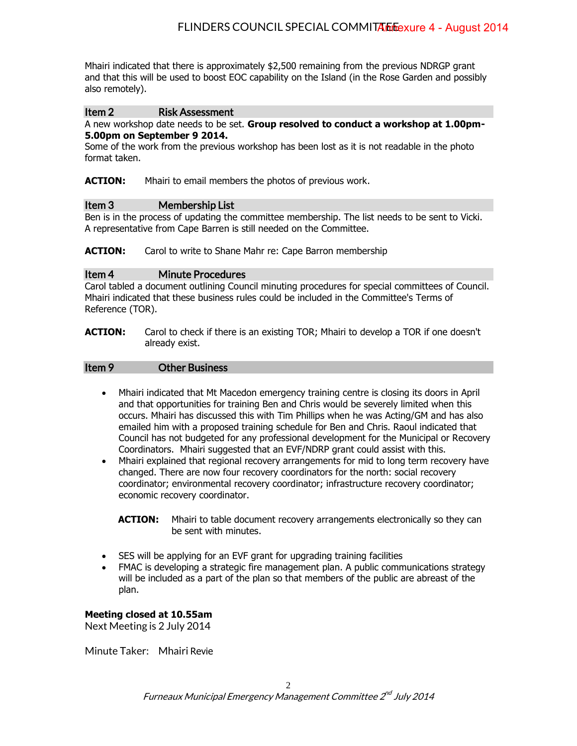Mhairi indicated that there is approximately $2,500 remaining from the previous NDRGP grant and that this will be used to boost EOC capability on the Island (in the Rose Garden and possibly also remotely).

## Item 2 Risk Assessment

A new workshop date needs to be set. **Group resolved to conduct a workshop at 1.00pm-5.00pm on September 9 2014.**
Some of the work from the previous workshop has been lost as it is not readable in the photo format taken.

**ACTION:** Mhairi to email members the photos of previous work.

## Item 3 Membership List

Ben is in the process of updating the committee membership. The list needs to be sent to Vicki. A representative from Cape Barren is still needed on the Committee.

**ACTION:** Carol to write to Shane Mahr re: Cape Barron membership

## Item 4 Minute Procedures

Carol tabled a document outlining Council minuting procedures for special committees of Council. Mhairi indicated that these business rules could be included in the Committee's Terms of Reference (TOR).

**ACTION:** Carol to check if there is an existing TOR; Mhairi to develop a TOR if one doesn't already exist.

## Item 9 Other Business

- Mhairi indicated that Mt Macedon emergency training centre is closing its doors in April and that opportunities for training Ben and Chris would be severely limited when this occurs. Mhairi has discussed this with Tim Phillips when he was Acting/GM and has also emailed him with a proposed training schedule for Ben and Chris. Raoul indicated that Council has not budgeted for any professional development for the Municipal or Recovery Coordinators. Mhairi suggested that an EVF/NDRP grant could assist with this.
- Mhairi explained that regional recovery arrangements for mid to long term recovery have changed. There are now four recovery coordinators for the north: social recovery coordinator; environmental recovery coordinator; infrastructure recovery coordinator; economic recovery coordinator.

  **ACTION:** Mhairi to table document recovery arrangements electronically so they can be sent with minutes.

- SES will be applying for an EVF grant for upgrading training facilities
- FMAC is developing a strategic fire management plan. A public communications strategy will be included as a part of the plan so that members of the public are abreast of the plan.

**Meeting closed at 10.55am**
Next Meeting is 2 July 2014

Minute Taker: Mhairi Revie